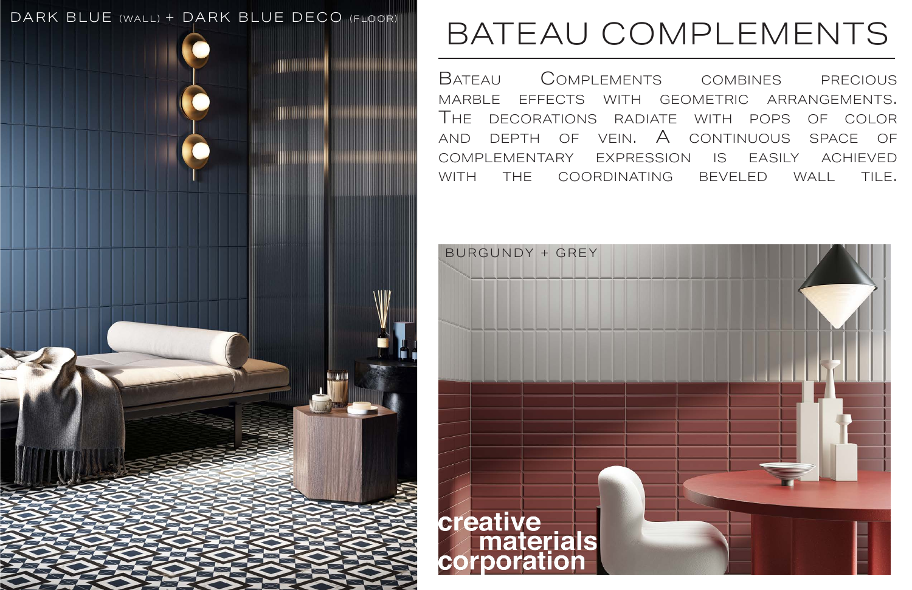DARK BLUE (WALL) + DARK BLUE DECO (FLOOR)

# BATEAU COMPLEMENTS

Bateau Complements combines precious marble effects with geometric arrangements. The decorations radiate with pops of color and depth of vein. A continuous space of complementary expression is easily achieved with the coordinating beveled wall tile.

BURGUNDY + GREY

creative materials corporation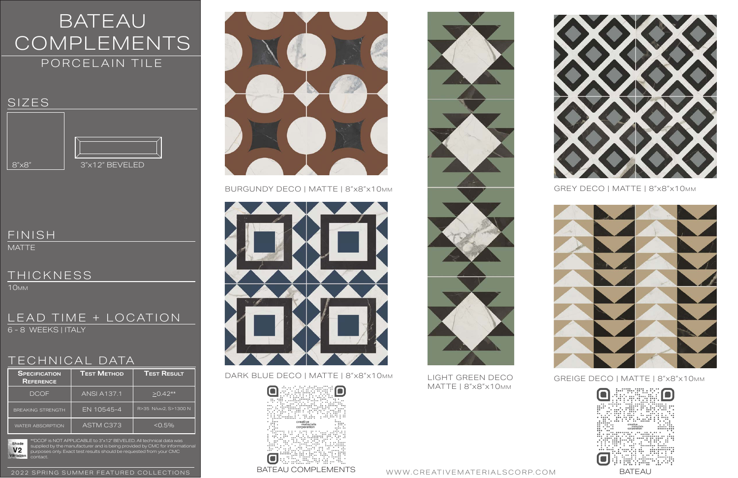# BATEAU COMPLEMENTS

PORCELAIN TILE

## SIZES

8"x8"

3"x12" BEVELED

## FINISH

MATTE

## THICKNESS

10MM

## LEAD TIME + LOCATION

6 - 8 WEEKS | ITALY

## TECHNICAL DATA

| Specification Reference | Test Method | Test Result |
|---|---|---|
| DCOF | ANSI A137.1 | ≥0.42** |
| BREAKING STRENGTH | EN 10545-4 | R>35 N/MM2, S>1300 N |
| WATER ABSORPTION | ASTM C373 | <0.5% |

Shade V2 Variation

**DCOF is NOT APPLICABLE to 3"x12" BEVELED. All technical data was supplied by the manufacturer and is being provided by CMC for informational purposes only. Exact test results should be requested from your CMC contact.

2022 SPRING SUMMER FEATURED COLLECTIONS

BURGUNDY DECO | MATTE | 8"x8"x10MM

DARK BLUE DECO | MATTE | 8"x8"x10MM

LIGHT GREEN DECO MATTE | 8"x8"x10MM

GREY DECO | MATTE | 8"x8"x10MM

GREIGE DECO | MATTE | 8"x8"x10MM

BATEAU COMPLEMENTS

BATEAU

WWW.CREATIVEMATERIALSCORP.COM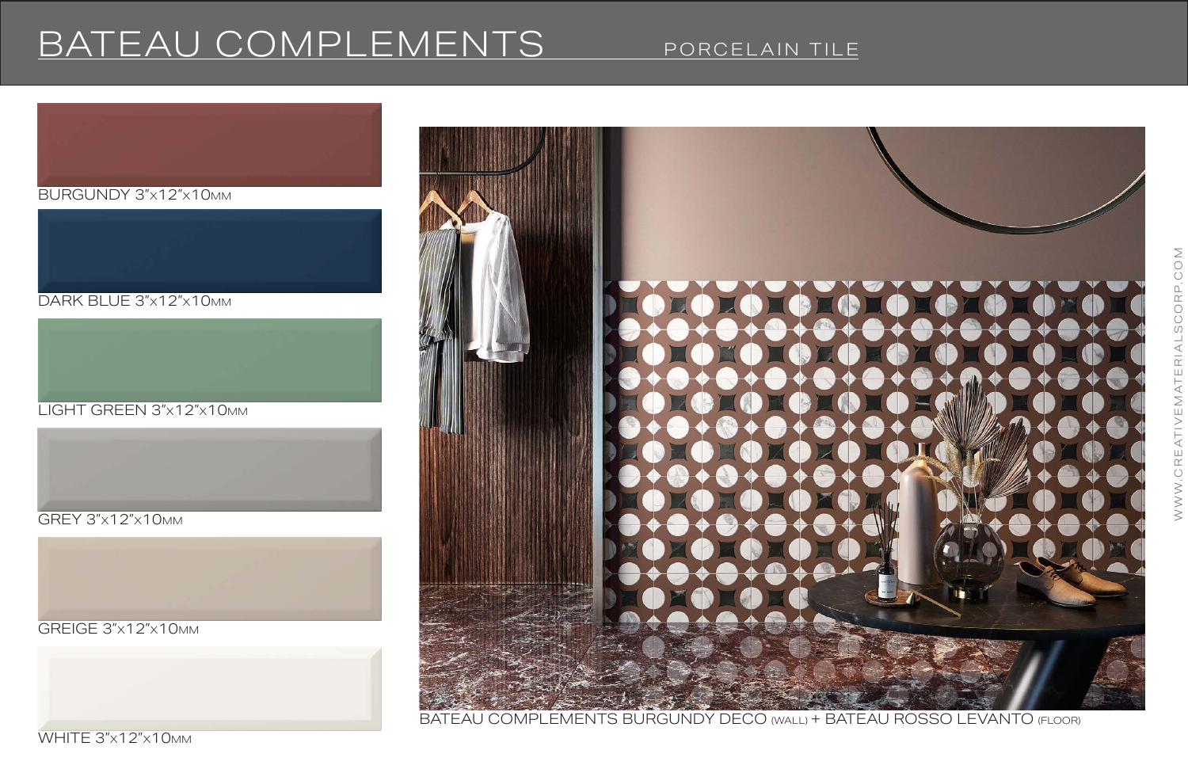# BATEAU COMPLEMENTS

PORCELAIN TILE

BURGUNDY 3"x12"x10MM

DARK BLUE 3"x12"x10MM

LIGHT GREEN 3"x12"x10MM

GREY 3"x12"x10MM

GREIGE 3"x12"x10MM

WHITE 3"x12"x10MM

BATEAU COMPLEMENTS BURGUNDY DECO (WALL) + BATEAU ROSSO LEVANTO (FLOOR)

WWW.CREATIVEMATERIALSCORP.COM